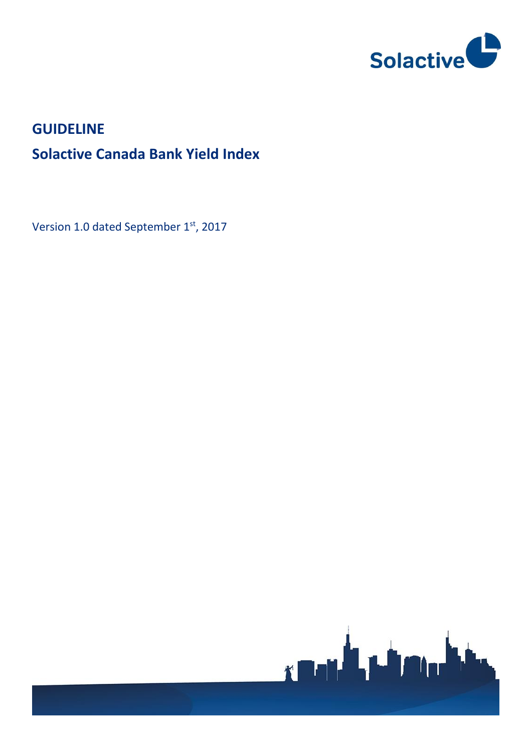# GUIDELINE

## Solactive Canada Bank Yield Index

Version 1.0 dated September 1st, 2017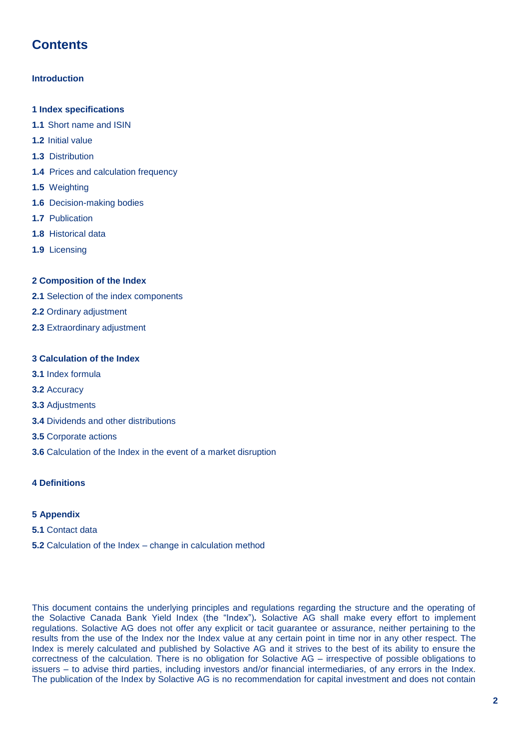# Contents

**Introduction**

**1 Index specifications**

**1.1** Short name and ISIN

**1.2** Initial value

**1.3** Distribution

**1.4** Prices and calculation frequency

**1.5** Weighting

**1.6** Decision-making bodies

**1.7** Publication

**1.8** Historical data

**1.9** Licensing

**2 Composition of the Index**

**2.1** Selection of the index components

**2.2** Ordinary adjustment

**2.3** Extraordinary adjustment

**3 Calculation of the Index**

**3.1** Index formula

**3.2** Accuracy

**3.3** Adjustments

**3.4** Dividends and other distributions

**3.5** Corporate actions

**3.6** Calculation of the Index in the event of a market disruption

**4 Definitions**

**5 Appendix**

**5.1** Contact data

**5.2** Calculation of the Index – change in calculation method

This document contains the underlying principles and regulations regarding the structure and the operating of the Solactive Canada Bank Yield Index (the "Index")*.* Solactive AG shall make every effort to implement regulations. Solactive AG does not offer any explicit or tacit guarantee or assurance, neither pertaining to the results from the use of the Index nor the Index value at any certain point in time nor in any other respect. The Index is merely calculated and published by Solactive AG and it strives to the best of its ability to ensure the correctness of the calculation. There is no obligation for Solactive AG – irrespective of possible obligations to issuers – to advise third parties, including investors and/or financial intermediaries, of any errors in the Index. The publication of the Index by Solactive AG is no recommendation for capital investment and does not contain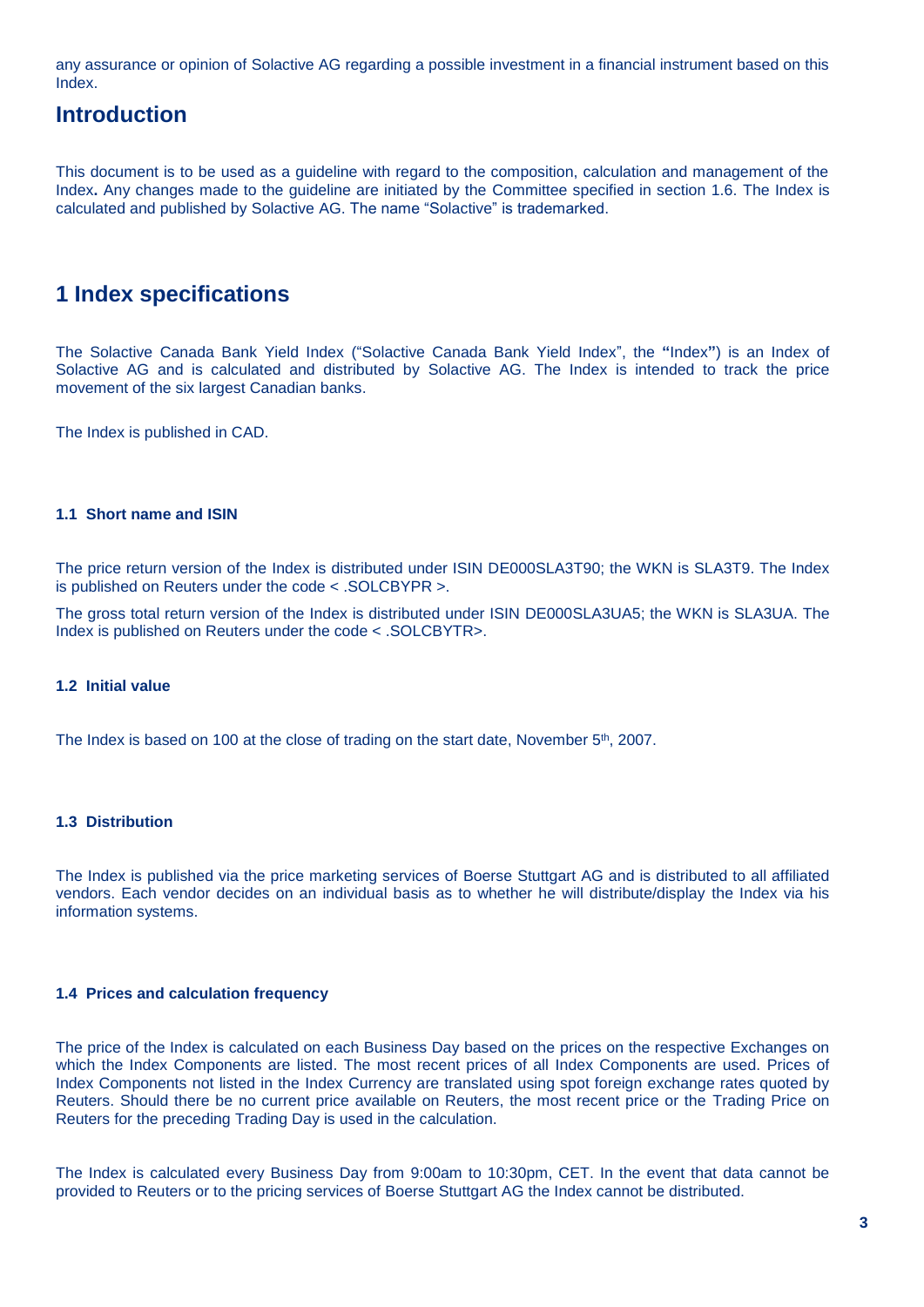any assurance or opinion of Solactive AG regarding a possible investment in a financial instrument based on this Index.

## Introduction

This document is to be used as a guideline with regard to the composition, calculation and management of the Index**.** Any changes made to the guideline are initiated by the Committee specified in section 1.6. The Index is calculated and published by Solactive AG. The name "Solactive" is trademarked.

# 1 Index specifications

The Solactive Canada Bank Yield Index ("Solactive Canada Bank Yield Index", the **"**Index**"**) is an Index of Solactive AG and is calculated and distributed by Solactive AG. The Index is intended to track the price movement of the six largest Canadian banks.

The Index is published in CAD.

### 1.1 Short name and ISIN

The price return version of the Index is distributed under ISIN DE000SLA3T90; the WKN is SLA3T9. The Index is published on Reuters under the code < .SOLCBYPR >.

The gross total return version of the Index is distributed under ISIN DE000SLA3UA5; the WKN is SLA3UA. The Index is published on Reuters under the code < .SOLCBYTR>.

### 1.2 Initial value

The Index is based on 100 at the close of trading on the start date, November 5th, 2007.

### 1.3 Distribution

The Index is published via the price marketing services of Boerse Stuttgart AG and is distributed to all affiliated vendors. Each vendor decides on an individual basis as to whether he will distribute/display the Index via his information systems.

### 1.4 Prices and calculation frequency

The price of the Index is calculated on each Business Day based on the prices on the respective Exchanges on which the Index Components are listed. The most recent prices of all Index Components are used. Prices of Index Components not listed in the Index Currency are translated using spot foreign exchange rates quoted by Reuters. Should there be no current price available on Reuters, the most recent price or the Trading Price on Reuters for the preceding Trading Day is used in the calculation.

The Index is calculated every Business Day from 9:00am to 10:30pm, CET. In the event that data cannot be provided to Reuters or to the pricing services of Boerse Stuttgart AG the Index cannot be distributed.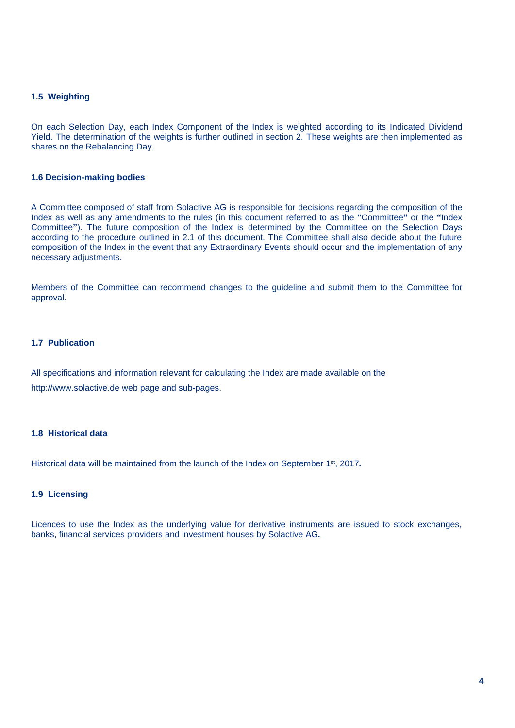### 1.5 Weighting

On each Selection Day, each Index Component of the Index is weighted according to its Indicated Dividend Yield. The determination of the weights is further outlined in section 2. These weights are then implemented as shares on the Rebalancing Day.

### 1.6 Decision-making bodies

A Committee composed of staff from Solactive AG is responsible for decisions regarding the composition of the Index as well as any amendments to the rules (in this document referred to as the **"**Committee**"** or the **"**Index Committee**"**). The future composition of the Index is determined by the Committee on the Selection Days according to the procedure outlined in 2.1 of this document. The Committee shall also decide about the future composition of the Index in the event that any Extraordinary Events should occur and the implementation of any necessary adjustments.

Members of the Committee can recommend changes to the guideline and submit them to the Committee for approval.

### 1.7 Publication

All specifications and information relevant for calculating the Index are made available on the

http://www.solactive.de web page and sub-pages.

### 1.8 Historical data

Historical data will be maintained from the launch of the Index on September 1st, 2017**.**

### 1.9 Licensing

Licences to use the Index as the underlying value for derivative instruments are issued to stock exchanges, banks, financial services providers and investment houses by Solactive AG**.**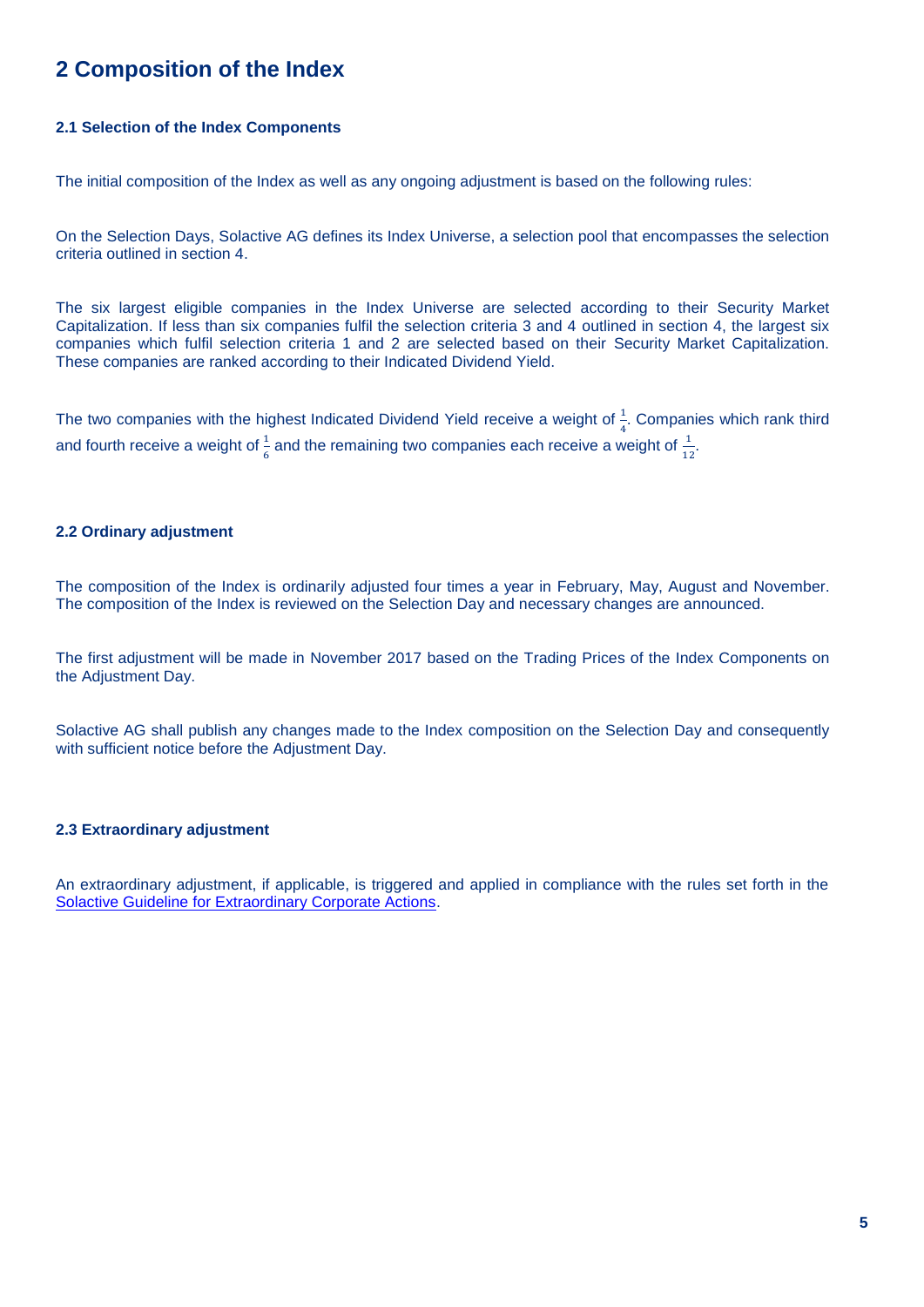# 2 Composition of the Index

### 2.1 Selection of the Index Components

The initial composition of the Index as well as any ongoing adjustment is based on the following rules:

On the Selection Days, Solactive AG defines its Index Universe, a selection pool that encompasses the selection criteria outlined in section 4.

The six largest eligible companies in the Index Universe are selected according to their Security Market Capitalization. If less than six companies fulfil the selection criteria 3 and 4 outlined in section 4, the largest six companies which fulfil selection criteria 1 and 2 are selected based on their Security Market Capitalization. These companies are ranked according to their Indicated Dividend Yield.

The two companies with the highest Indicated Dividend Yield receive a weight of $\frac{1}{4}$. Companies which rank third and fourth receive a weight of $\frac{1}{6}$ and the remaining two companies each receive a weight of $\frac{1}{12}$.

### 2.2 Ordinary adjustment

The composition of the Index is ordinarily adjusted four times a year in February, May, August and November. The composition of the Index is reviewed on the Selection Day and necessary changes are announced.

The first adjustment will be made in November 2017 based on the Trading Prices of the Index Components on the Adjustment Day.

Solactive AG shall publish any changes made to the Index composition on the Selection Day and consequently with sufficient notice before the Adjustment Day.

### 2.3 Extraordinary adjustment

An extraordinary adjustment, if applicable, is triggered and applied in compliance with the rules set forth in the Solactive Guideline for Extraordinary Corporate Actions.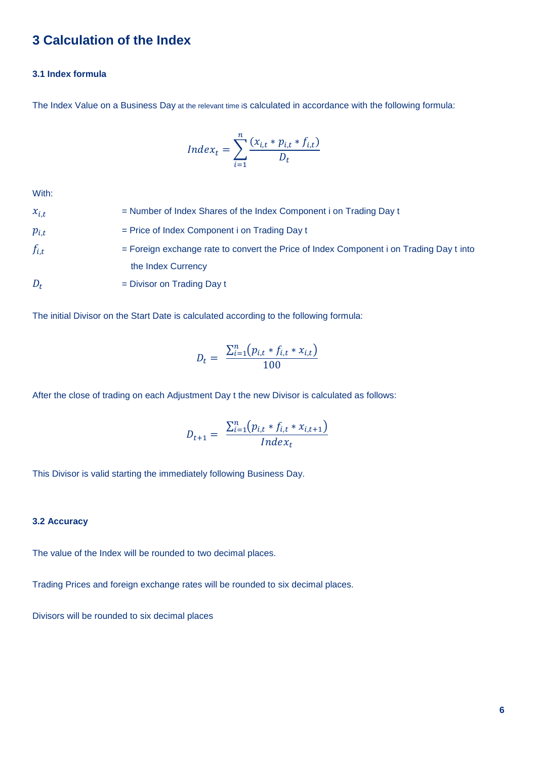# 3 Calculation of the Index

### 3.1 Index formula

The Index Value on a Business Day at the relevant time is calculated in accordance with the following formula:

$$Index_t = \sum_{i=1}^{n} \frac{(x_{i,t} * p_{i,t} * f_{i,t})}{D_t}$$

With:

$x_{i,t}$ = Number of Index Shares of the Index Component i on Trading Day t

$p_{i,t}$ = Price of Index Component i on Trading Day t

$f_{i,t}$ = Foreign exchange rate to convert the Price of Index Component i on Trading Day t into the Index Currency

$D_t$ = Divisor on Trading Day t

The initial Divisor on the Start Date is calculated according to the following formula:

$$D_t = \frac{\sum_{i=1}^{n}(p_{i,t} * f_{i,t} * x_{i,t})}{100}$$

After the close of trading on each Adjustment Day t the new Divisor is calculated as follows:

$$D_{t+1} = \frac{\sum_{i=1}^{n}(p_{i,t} * f_{i,t} * x_{i,t+1})}{Index_t}$$

This Divisor is valid starting the immediately following Business Day.

### 3.2 Accuracy

The value of the Index will be rounded to two decimal places.

Trading Prices and foreign exchange rates will be rounded to six decimal places.

Divisors will be rounded to six decimal places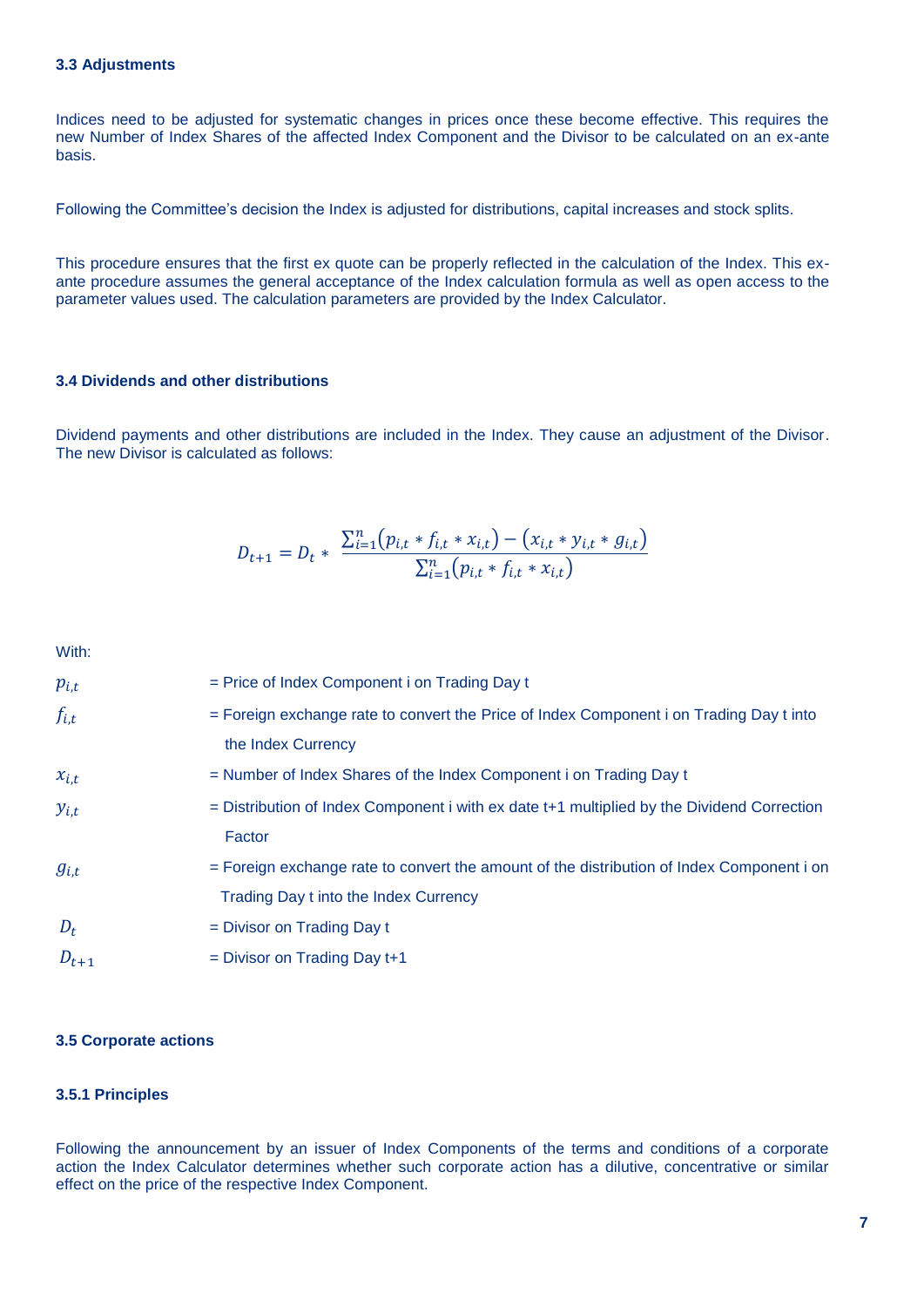### 3.3 Adjustments

Indices need to be adjusted for systematic changes in prices once these become effective. This requires the new Number of Index Shares of the affected Index Component and the Divisor to be calculated on an ex-ante basis.

Following the Committee's decision the Index is adjusted for distributions, capital increases and stock splits.

This procedure ensures that the first ex quote can be properly reflected in the calculation of the Index. This ex-ante procedure assumes the general acceptance of the Index calculation formula as well as open access to the parameter values used. The calculation parameters are provided by the Index Calculator.

### 3.4 Dividends and other distributions

Dividend payments and other distributions are included in the Index. They cause an adjustment of the Divisor. The new Divisor is calculated as follows:

$$D_{t+1} = D_t * \frac{\sum_{i=1}^{n}(p_{i,t} * f_{i,t} * x_{i,t}) - (x_{i,t} * y_{i,t} * g_{i,t})}{\sum_{i=1}^{n}(p_{i,t} * f_{i,t} * x_{i,t})}$$

With:

| | |
|---|---|
| $p_{i,t}$ | = Price of Index Component i on Trading Day t |
| $f_{i,t}$ | = Foreign exchange rate to convert the Price of Index Component i on Trading Day t into the Index Currency |
| $x_{i,t}$ | = Number of Index Shares of the Index Component i on Trading Day t |
| $y_{i,t}$ | = Distribution of Index Component i with ex date t+1 multiplied by the Dividend Correction Factor |
| $g_{i,t}$ | = Foreign exchange rate to convert the amount of the distribution of Index Component i on Trading Day t into the Index Currency |
| $D_t$ | = Divisor on Trading Day t |
| $D_{t+1}$ | = Divisor on Trading Day t+1 |

### 3.5 Corporate actions

#### 3.5.1 Principles

Following the announcement by an issuer of Index Components of the terms and conditions of a corporate action the Index Calculator determines whether such corporate action has a dilutive, concentrative or similar effect on the price of the respective Index Component.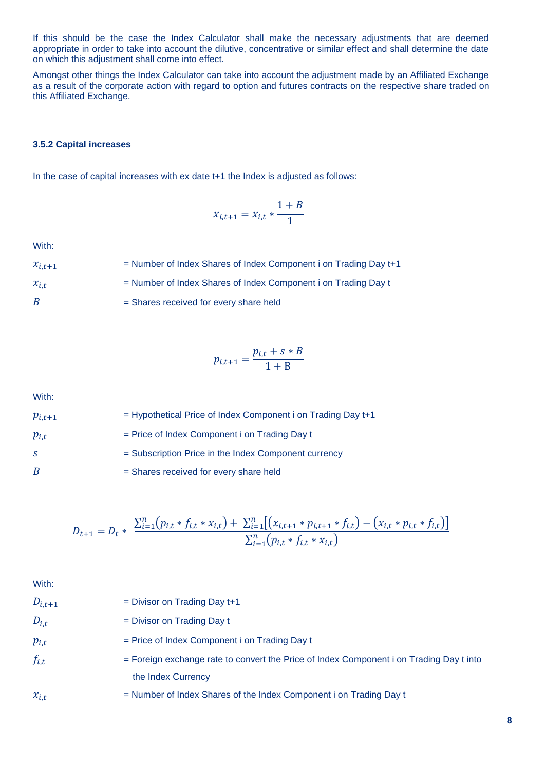If this should be the case the Index Calculator shall make the necessary adjustments that are deemed appropriate in order to take into account the dilutive, concentrative or similar effect and shall determine the date on which this adjustment shall come into effect.

Amongst other things the Index Calculator can take into account the adjustment made by an Affiliated Exchange as a result of the corporate action with regard to option and futures contracts on the respective share traded on this Affiliated Exchange.

#### 3.5.2 Capital increases

In the case of capital increases with ex date t+1 the Index is adjusted as follows:

$$x_{i,t+1} = x_{i,t} * \frac{1+B}{1}$$

With:

| | |
|---|---|
| $x_{i,t+1}$ | = Number of Index Shares of Index Component i on Trading Day t+1 |
| $x_{i,t}$ | = Number of Index Shares of Index Component i on Trading Day t |
| $B$ | = Shares received for every share held |

$$p_{i,t+1} = \frac{p_{i,t} + s * B}{1 + \mathrm{B}}$$

With:

| | |
|---|---|
| $p_{i,t+1}$ | = Hypothetical Price of Index Component i on Trading Day t+1 |
| $p_{i,t}$ | = Price of Index Component i on Trading Day t |
| $s$ | = Subscription Price in the Index Component currency |
| $B$ | = Shares received for every share held |

$$D_{t+1} = D_t * \frac{\sum_{i=1}^{n}\left(p_{i,t} * f_{i,t} * x_{i,t}\right) + \sum_{i=1}^{n}\left[\left(x_{i,t+1} * p_{i,t+1} * f_{i,t}\right) - \left(x_{i,t} * p_{i,t} * f_{i,t}\right)\right]}{\sum_{i=1}^{n}\left(p_{i,t} * f_{i,t} * x_{i,t}\right)}$$

With:

| | |
|---|---|
| $D_{i,t+1}$ | = Divisor on Trading Day t+1 |
| $D_{i,t}$ | = Divisor on Trading Day t |
| $p_{i,t}$ | = Price of Index Component i on Trading Day t |
| $f_{i,t}$ | = Foreign exchange rate to convert the Price of Index Component i on Trading Day t into the Index Currency |
| $x_{i,t}$ | = Number of Index Shares of the Index Component i on Trading Day t |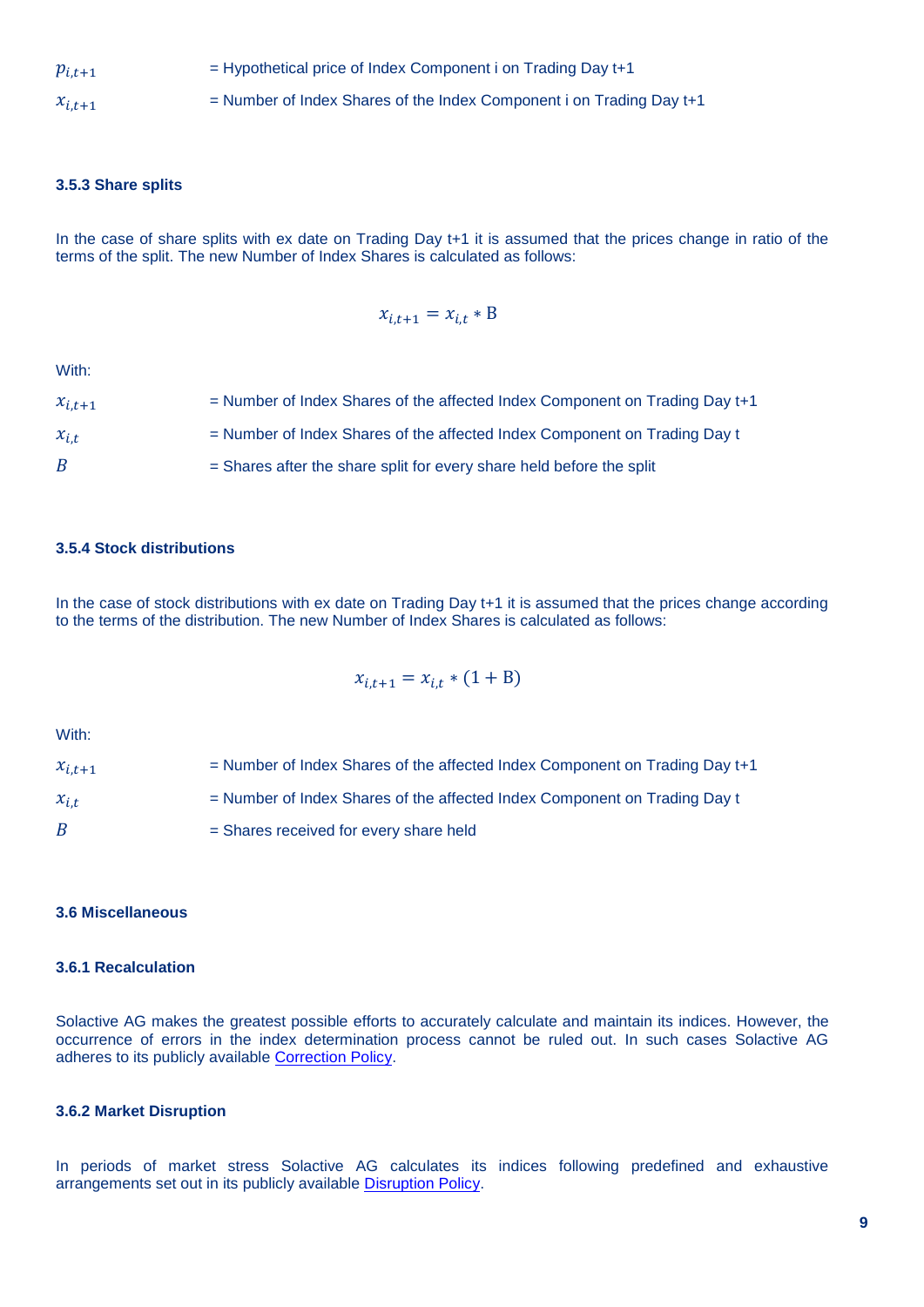$p_{i,t+1}$ = Hypothetical price of Index Component i on Trading Day t+1

$x_{i,t+1}$ = Number of Index Shares of the Index Component i on Trading Day t+1

### 3.5.3 Share splits

In the case of share splits with ex date on Trading Day t+1 it is assumed that the prices change in ratio of the terms of the split. The new Number of Index Shares is calculated as follows:

$$x_{i,t+1} = x_{i,t} * \mathrm{B}$$

With:

$x_{i,t+1}$ = Number of Index Shares of the affected Index Component on Trading Day t+1

$x_{i,t}$ = Number of Index Shares of the affected Index Component on Trading Day t

$B$ = Shares after the share split for every share held before the split

### 3.5.4 Stock distributions

In the case of stock distributions with ex date on Trading Day t+1 it is assumed that the prices change according to the terms of the distribution. The new Number of Index Shares is calculated as follows:

$$x_{i,t+1} = x_{i,t} * (1 + \mathrm{B})$$

With:

$x_{i,t+1}$ = Number of Index Shares of the affected Index Component on Trading Day t+1

$x_{i,t}$ = Number of Index Shares of the affected Index Component on Trading Day t

$B$ = Shares received for every share held

## 3.6 Miscellaneous

### 3.6.1 Recalculation

Solactive AG makes the greatest possible efforts to accurately calculate and maintain its indices. However, the occurrence of errors in the index determination process cannot be ruled out. In such cases Solactive AG adheres to its publicly available Correction Policy.

### 3.6.2 Market Disruption

In periods of market stress Solactive AG calculates its indices following predefined and exhaustive arrangements set out in its publicly available Disruption Policy.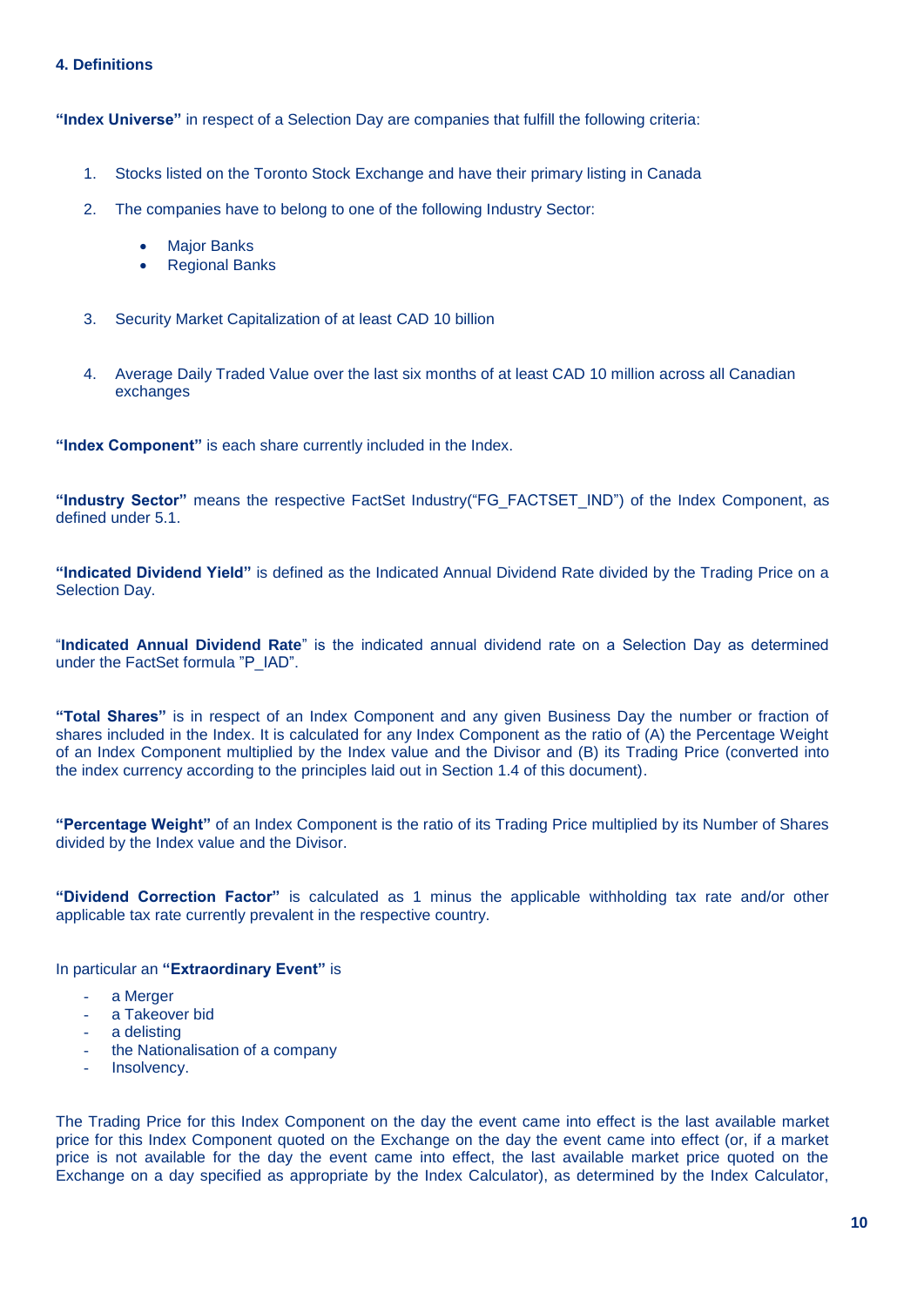#### 4. Definitions

**"Index Universe"** in respect of a Selection Day are companies that fulfill the following criteria:

1. Stocks listed on the Toronto Stock Exchange and have their primary listing in Canada
2. The companies have to belong to one of the following Industry Sector:
   - Major Banks
   - Regional Banks
3. Security Market Capitalization of at least CAD 10 billion
4. Average Daily Traded Value over the last six months of at least CAD 10 million across all Canadian exchanges

**"Index Component"** is each share currently included in the Index.

**"Industry Sector"** means the respective FactSet Industry("FG_FACTSET_IND") of the Index Component, as defined under 5.1.

**"Indicated Dividend Yield"** is defined as the Indicated Annual Dividend Rate divided by the Trading Price on a Selection Day.

"**Indicated Annual Dividend Rate**" is the indicated annual dividend rate on a Selection Day as determined under the FactSet formula "P_IAD".

**"Total Shares"** is in respect of an Index Component and any given Business Day the number or fraction of shares included in the Index. It is calculated for any Index Component as the ratio of (A) the Percentage Weight of an Index Component multiplied by the Index value and the Divisor and (B) its Trading Price (converted into the index currency according to the principles laid out in Section 1.4 of this document).

**"Percentage Weight"** of an Index Component is the ratio of its Trading Price multiplied by its Number of Shares divided by the Index value and the Divisor.

**"Dividend Correction Factor"** is calculated as 1 minus the applicable withholding tax rate and/or other applicable tax rate currently prevalent in the respective country.

In particular an **"Extraordinary Event"** is

- a Merger
- a Takeover bid
- a delisting
- the Nationalisation of a company
- Insolvency.

The Trading Price for this Index Component on the day the event came into effect is the last available market price for this Index Component quoted on the Exchange on the day the event came into effect (or, if a market price is not available for the day the event came into effect, the last available market price quoted on the Exchange on a day specified as appropriate by the Index Calculator), as determined by the Index Calculator,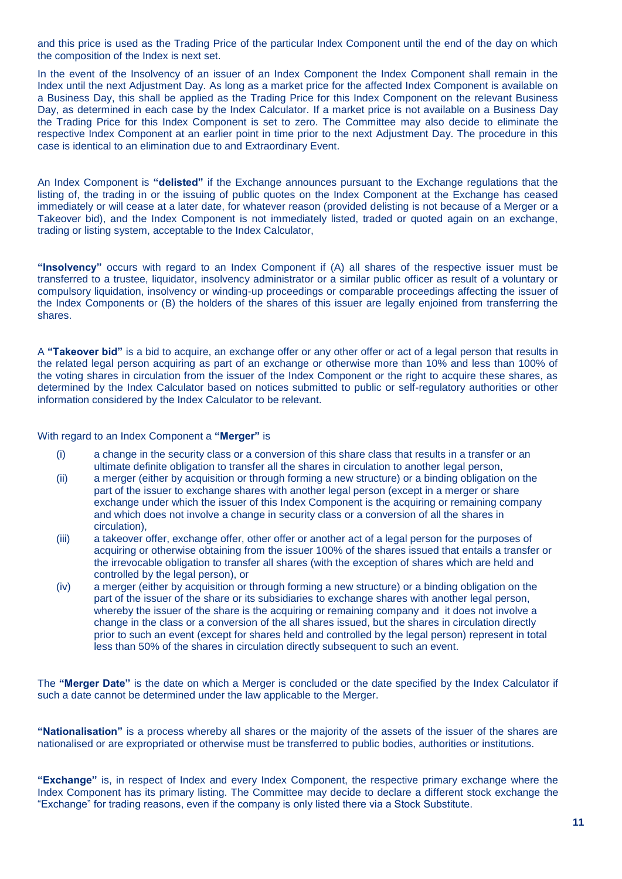and this price is used as the Trading Price of the particular Index Component until the end of the day on which the composition of the Index is next set.

In the event of the Insolvency of an issuer of an Index Component the Index Component shall remain in the Index until the next Adjustment Day. As long as a market price for the affected Index Component is available on a Business Day, this shall be applied as the Trading Price for this Index Component on the relevant Business Day, as determined in each case by the Index Calculator. If a market price is not available on a Business Day the Trading Price for this Index Component is set to zero. The Committee may also decide to eliminate the respective Index Component at an earlier point in time prior to the next Adjustment Day. The procedure in this case is identical to an elimination due to and Extraordinary Event.

An Index Component is **"delisted"** if the Exchange announces pursuant to the Exchange regulations that the listing of, the trading in or the issuing of public quotes on the Index Component at the Exchange has ceased immediately or will cease at a later date, for whatever reason (provided delisting is not because of a Merger or a Takeover bid), and the Index Component is not immediately listed, traded or quoted again on an exchange, trading or listing system, acceptable to the Index Calculator,

**"Insolvency"** occurs with regard to an Index Component if (A) all shares of the respective issuer must be transferred to a trustee, liquidator, insolvency administrator or a similar public officer as result of a voluntary or compulsory liquidation, insolvency or winding-up proceedings or comparable proceedings affecting the issuer of the Index Components or (B) the holders of the shares of this issuer are legally enjoined from transferring the shares.

A **"Takeover bid"** is a bid to acquire, an exchange offer or any other offer or act of a legal person that results in the related legal person acquiring as part of an exchange or otherwise more than 10% and less than 100% of the voting shares in circulation from the issuer of the Index Component or the right to acquire these shares, as determined by the Index Calculator based on notices submitted to public or self-regulatory authorities or other information considered by the Index Calculator to be relevant.

With regard to an Index Component a **"Merger"** is

(i) a change in the security class or a conversion of this share class that results in a transfer or an ultimate definite obligation to transfer all the shares in circulation to another legal person,

(ii) a merger (either by acquisition or through forming a new structure) or a binding obligation on the part of the issuer to exchange shares with another legal person (except in a merger or share exchange under which the issuer of this Index Component is the acquiring or remaining company and which does not involve a change in security class or a conversion of all the shares in circulation),

(iii) a takeover offer, exchange offer, other offer or another act of a legal person for the purposes of acquiring or otherwise obtaining from the issuer 100% of the shares issued that entails a transfer or the irrevocable obligation to transfer all shares (with the exception of shares which are held and controlled by the legal person), or

(iv) a merger (either by acquisition or through forming a new structure) or a binding obligation on the part of the issuer of the share or its subsidiaries to exchange shares with another legal person, whereby the issuer of the share is the acquiring or remaining company and it does not involve a change in the class or a conversion of the all shares issued, but the shares in circulation directly prior to such an event (except for shares held and controlled by the legal person) represent in total less than 50% of the shares in circulation directly subsequent to such an event.

The **"Merger Date"** is the date on which a Merger is concluded or the date specified by the Index Calculator if such a date cannot be determined under the law applicable to the Merger.

**"Nationalisation"** is a process whereby all shares or the majority of the assets of the issuer of the shares are nationalised or are expropriated or otherwise must be transferred to public bodies, authorities or institutions.

**"Exchange"** is, in respect of Index and every Index Component, the respective primary exchange where the Index Component has its primary listing. The Committee may decide to declare a different stock exchange the "Exchange" for trading reasons, even if the company is only listed there via a Stock Substitute.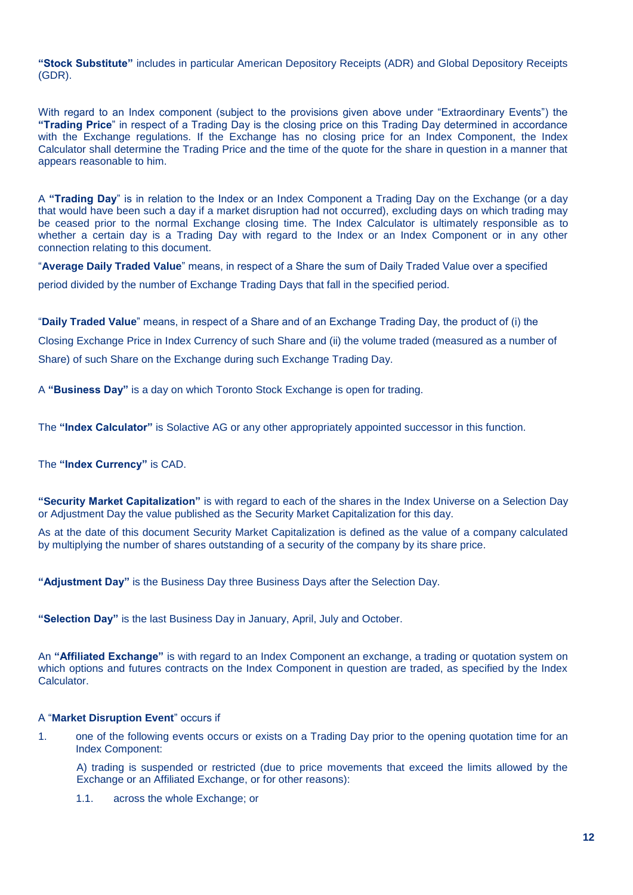**"Stock Substitute"** includes in particular American Depository Receipts (ADR) and Global Depository Receipts (GDR).

With regard to an Index component (subject to the provisions given above under "Extraordinary Events") the **"Trading Price"** in respect of a Trading Day is the closing price on this Trading Day determined in accordance with the Exchange regulations. If the Exchange has no closing price for an Index Component, the Index Calculator shall determine the Trading Price and the time of the quote for the share in question in a manner that appears reasonable to him.

A **"Trading Day"** is in relation to the Index or an Index Component a Trading Day on the Exchange (or a day that would have been such a day if a market disruption had not occurred), excluding days on which trading may be ceased prior to the normal Exchange closing time. The Index Calculator is ultimately responsible as to whether a certain day is a Trading Day with regard to the Index or an Index Component or in any other connection relating to this document.

"**Average Daily Traded Value**" means, in respect of a Share the sum of Daily Traded Value over a specified period divided by the number of Exchange Trading Days that fall in the specified period.

"**Daily Traded Value**" means, in respect of a Share and of an Exchange Trading Day, the product of (i) the Closing Exchange Price in Index Currency of such Share and (ii) the volume traded (measured as a number of Share) of such Share on the Exchange during such Exchange Trading Day.

A **"Business Day"** is a day on which Toronto Stock Exchange is open for trading.

The **"Index Calculator"** is Solactive AG or any other appropriately appointed successor in this function.

The **"Index Currency"** is CAD.

**"Security Market Capitalization"** is with regard to each of the shares in the Index Universe on a Selection Day or Adjustment Day the value published as the Security Market Capitalization for this day.

As at the date of this document Security Market Capitalization is defined as the value of a company calculated by multiplying the number of shares outstanding of a security of the company by its share price.

**"Adjustment Day"** is the Business Day three Business Days after the Selection Day.

**"Selection Day"** is the last Business Day in January, April, July and October.

An **"Affiliated Exchange"** is with regard to an Index Component an exchange, a trading or quotation system on which options and futures contracts on the Index Component in question are traded, as specified by the Index Calculator.

A "**Market Disruption Event**" occurs if

1. one of the following events occurs or exists on a Trading Day prior to the opening quotation time for an Index Component:

   A) trading is suspended or restricted (due to price movements that exceed the limits allowed by the Exchange or an Affiliated Exchange, or for other reasons):

   1.1. across the whole Exchange; or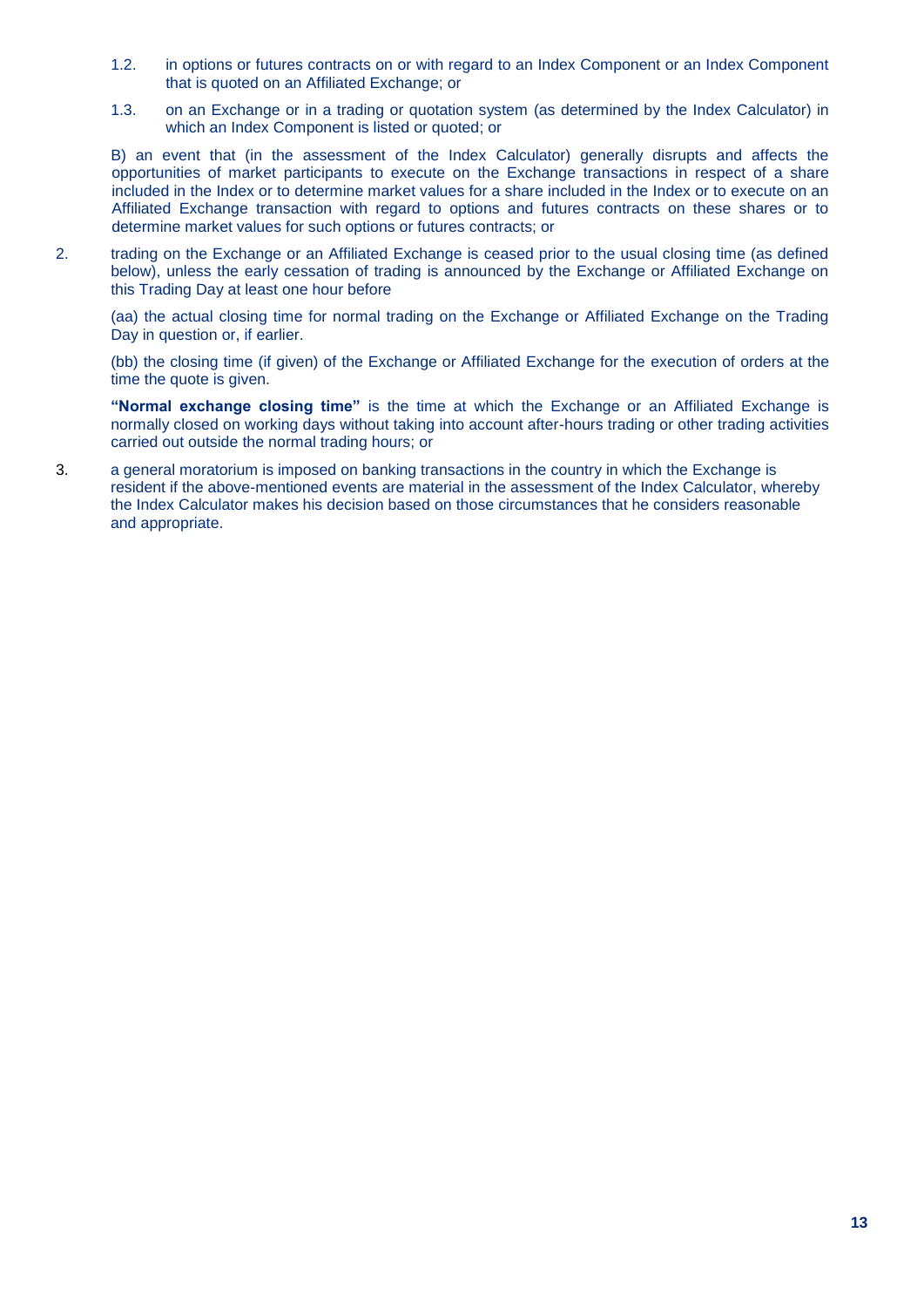1.2. in options or futures contracts on or with regard to an Index Component or an Index Component that is quoted on an Affiliated Exchange; or

1.3. on an Exchange or in a trading or quotation system (as determined by the Index Calculator) in which an Index Component is listed or quoted; or

B) an event that (in the assessment of the Index Calculator) generally disrupts and affects the opportunities of market participants to execute on the Exchange transactions in respect of a share included in the Index or to determine market values for a share included in the Index or to execute on an Affiliated Exchange transaction with regard to options and futures contracts on these shares or to determine market values for such options or futures contracts; or

2. trading on the Exchange or an Affiliated Exchange is ceased prior to the usual closing time (as defined below), unless the early cessation of trading is announced by the Exchange or Affiliated Exchange on this Trading Day at least one hour before

(aa) the actual closing time for normal trading on the Exchange or Affiliated Exchange on the Trading Day in question or, if earlier.

(bb) the closing time (if given) of the Exchange or Affiliated Exchange for the execution of orders at the time the quote is given.

**"Normal exchange closing time"** is the time at which the Exchange or an Affiliated Exchange is normally closed on working days without taking into account after-hours trading or other trading activities carried out outside the normal trading hours; or

3. a general moratorium is imposed on banking transactions in the country in which the Exchange is resident if the above-mentioned events are material in the assessment of the Index Calculator, whereby the Index Calculator makes his decision based on those circumstances that he considers reasonable and appropriate.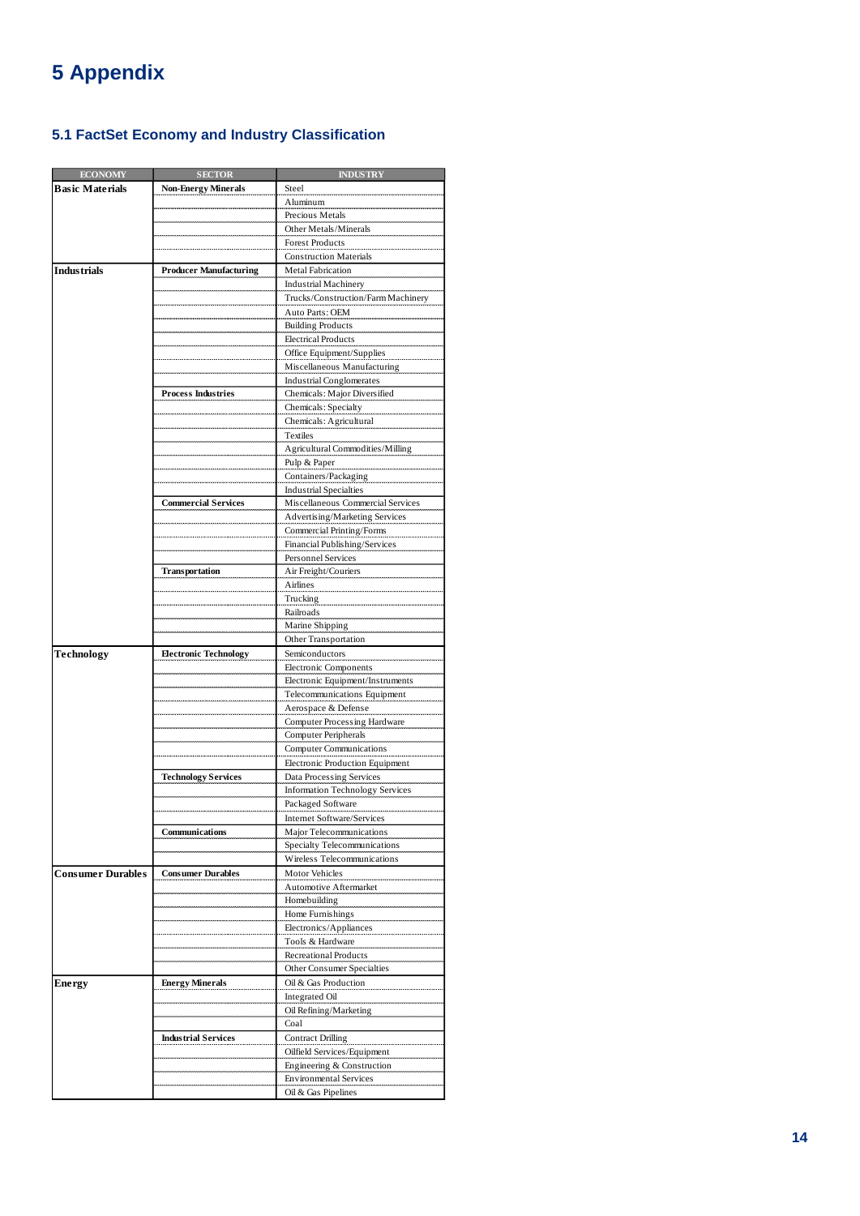# 5 Appendix

## 5.1 FactSet Economy and Industry Classification

| ECONOMY | SECTOR | INDUSTRY |
|---|---|---|
| **Basic Materials** | **Non-Energy Minerals** | Steel |
| | | Aluminum |
| | | Precious Metals |
| | | Other Metals/Minerals |
| | | Forest Products |
| | | Construction Materials |
| **Industrials** | **Producer Manufacturing** | Metal Fabrication |
| | | Industrial Machinery |
| | | Trucks/Construction/Farm Machinery |
| | | Auto Parts: OEM |
| | | Building Products |
| | | Electrical Products |
| | | Office Equipment/Supplies |
| | | Miscellaneous Manufacturing |
| | | Industrial Conglomerates |
| | **Process Industries** | Chemicals: Major Diversified |
| | | Chemicals: Specialty |
| | | Chemicals: Agricultural |
| | | Textiles |
| | | Agricultural Commodities/Milling |
| | | Pulp & Paper |
| | | Containers/Packaging |
| | | Industrial Specialties |
| | **Commercial Services** | Miscellaneous Commercial Services |
| | | Advertising/Marketing Services |
| | | Commercial Printing/Forms |
| | | Financial Publishing/Services |
| | | Personnel Services |
| | **Transportation** | Air Freight/Couriers |
| | | Airlines |
| | | Trucking |
| | | Railroads |
| | | Marine Shipping |
| | | Other Transportation |
| **Technology** | **Electronic Technology** | Semiconductors |
| | | Electronic Components |
| | | Electronic Equipment/Instruments |
| | | Telecommunications Equipment |
| | | Aerospace & Defense |
| | | Computer Processing Hardware |
| | | Computer Peripherals |
| | | Computer Communications |
| | | Electronic Production Equipment |
| | **Technology Services** | Data Processing Services |
| | | Information Technology Services |
| | | Packaged Software |
| | | Internet Software/Services |
| | **Communications** | Major Telecommunications |
| | | Specialty Telecommunications |
| | | Wireless Telecommunications |
| **Consumer Durables** | **Consumer Durables** | Motor Vehicles |
| | | Automotive Aftermarket |
| | | Homebuilding |
| | | Home Furnishings |
| | | Electronics/Appliances |
| | | Tools & Hardware |
| | | Recreational Products |
| | | Other Consumer Specialties |
| **Energy** | **Energy Minerals** | Oil & Gas Production |
| | | Integrated Oil |
| | | Oil Refining/Marketing |
| | | Coal |
| | **Industrial Services** | Contract Drilling |
| | | Oilfield Services/Equipment |
| | | Engineering & Construction |
| | | Environmental Services |
| | | Oil & Gas Pipelines |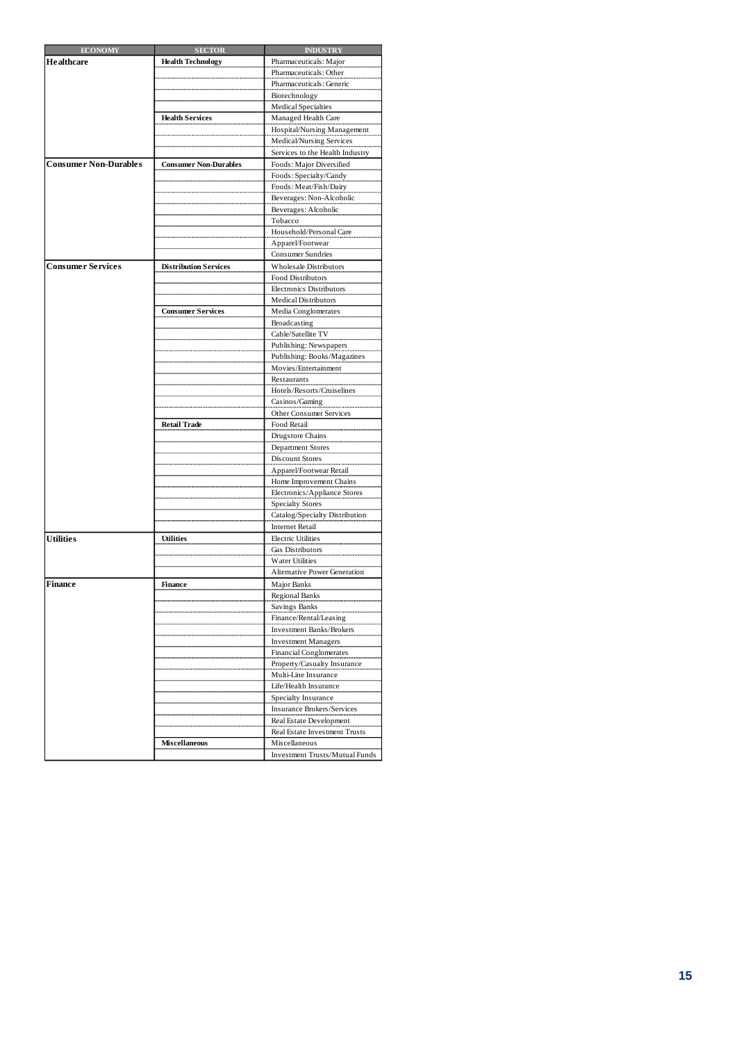| ECONOMY | SECTOR | INDUSTRY |
|---|---|---|
| **Healthcare** | **Health Technology** | Pharmaceuticals: Major |
| | | Pharmaceuticals: Other |
| | | Pharmaceuticals: Generic |
| | | Biotechnology |
| | | Medical Specialties |
| | **Health Services** | Managed Health Care |
| | | Hospital/Nursing Management |
| | | Medical/Nursing Services |
| | | Services to the Health Industry |
| **Consumer Non-Durables** | **Consumer Non-Durables** | Foods: Major Diversified |
| | | Foods: Specialty/Candy |
| | | Foods: Meat/Fish/Dairy |
| | | Beverages: Non-Alcoholic |
| | | Beverages: Alcoholic |
| | | Tobacco |
| | | Household/Personal Care |
| | | Apparel/Footwear |
| | | Consumer Sundries |
| **Consumer Services** | **Distribution Services** | Wholesale Distributors |
| | | Food Distributors |
| | | Electronics Distributors |
| | | Medical Distributors |
| | **Consumer Services** | Media Conglomerates |
| | | Broadcasting |
| | | Cable/Satellite TV |
| | | Publishing: Newspapers |
| | | Publishing: Books/Magazines |
| | | Movies/Entertainment |
| | | Restaurants |
| | | Hotels/Resorts/Cruiselines |
| | | Casinos/Gaming |
| | | Other Consumer Services |
| | **Retail Trade** | Food Retail |
| | | Drugstore Chains |
| | | Department Stores |
| | | Discount Stores |
| | | Apparel/Footwear Retail |
| | | Home Improvement Chains |
| | | Electronics/Appliance Stores |
| | | Specialty Stores |
| | | Catalog/Specialty Distribution |
| | | Internet Retail |
| **Utilities** | **Utilities** | Electric Utilities |
| | | Gas Distributors |
| | | Water Utilities |
| | | Alternative Power Generation |
| **Finance** | **Finance** | Major Banks |
| | | Regional Banks |
| | | Savings Banks |
| | | Finance/Rental/Leasing |
| | | Investment Banks/Brokers |
| | | Investment Managers |
| | | Financial Conglomerates |
| | | Property/Casualty Insurance |
| | | Multi-Line Insurance |
| | | Life/Health Insurance |
| | | Specialty Insurance |
| | | Insurance Brokers/Services |
| | | Real Estate Development |
| | | Real Estate Investment Trusts |
| | **Miscellaneous** | Miscellaneous |
| | | Investment Trusts/Mutual Funds |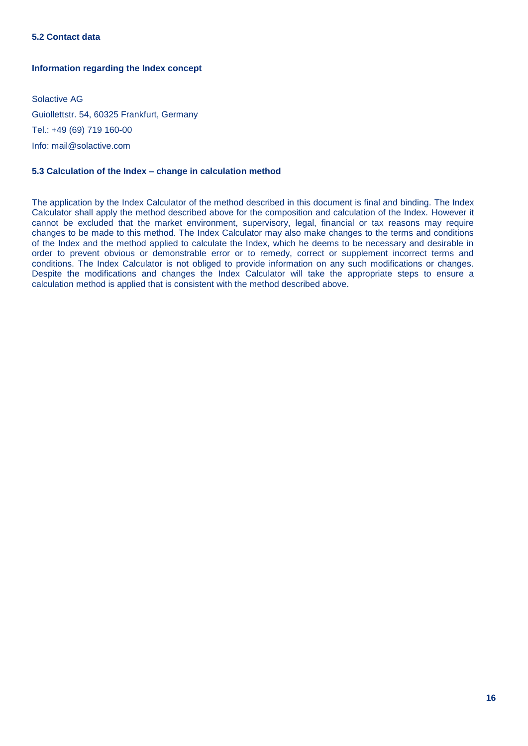### 5.2 Contact data

**Information regarding the Index concept**

Solactive AG

Guiollettstr. 54, 60325 Frankfurt, Germany

Tel.: +49 (69) 719 160-00

Info: mail@solactive.com

### 5.3 Calculation of the Index – change in calculation method

The application by the Index Calculator of the method described in this document is final and binding. The Index Calculator shall apply the method described above for the composition and calculation of the Index. However it cannot be excluded that the market environment, supervisory, legal, financial or tax reasons may require changes to be made to this method. The Index Calculator may also make changes to the terms and conditions of the Index and the method applied to calculate the Index, which he deems to be necessary and desirable in order to prevent obvious or demonstrable error or to remedy, correct or supplement incorrect terms and conditions. The Index Calculator is not obliged to provide information on any such modifications or changes. Despite the modifications and changes the Index Calculator will take the appropriate steps to ensure a calculation method is applied that is consistent with the method described above.